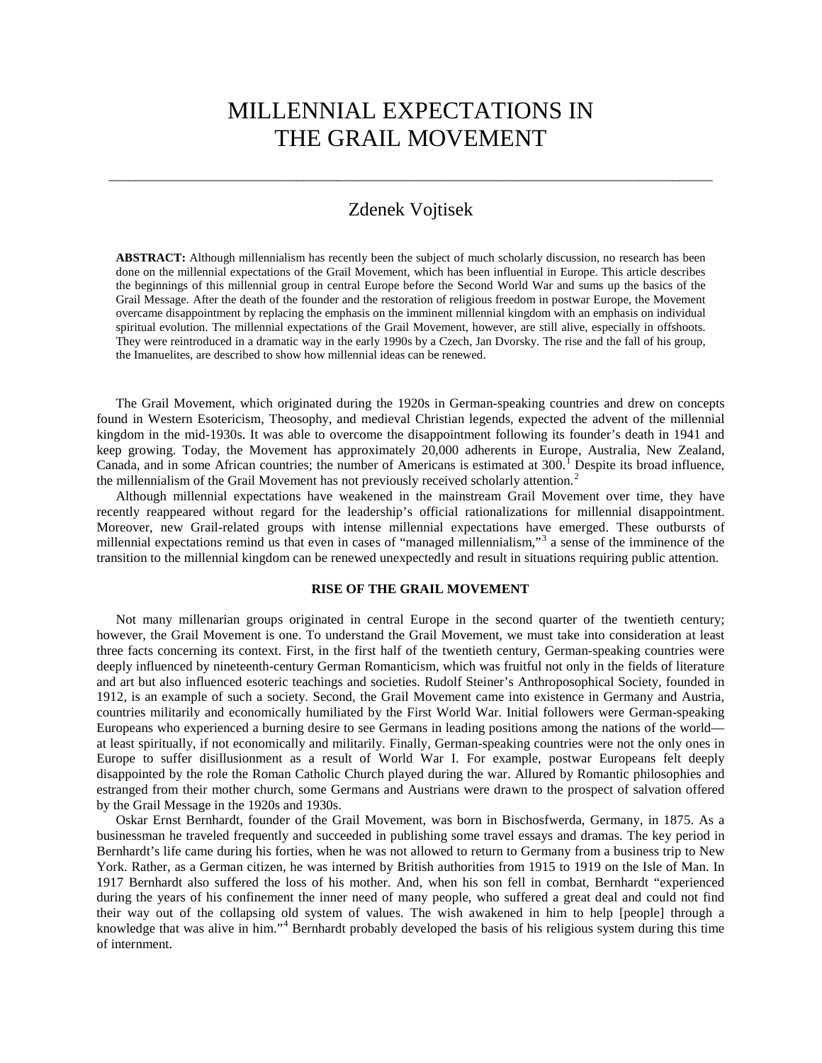# MILLENNIAL EXPECTATIONS IN THE GRAIL MOVEMENT

## Zdenek Vojtisek

**ABSTRACT:** Although millennialism has recently been the subject of much scholarly discussion, no research has been done on the millennial expectations of the Grail Movement, which has been influential in Europe. This article describes the beginnings of this millennial group in central Europe before the Second World War and sums up the basics of the Grail Message. After the death of the founder and the restoration of religious freedom in postwar Europe, the Movement overcame disappointment by replacing the emphasis on the imminent millennial kingdom with an emphasis on individual spiritual evolution. The millennial expectations of the Grail Movement, however, are still alive, especially in offshoots. They were reintroduced in a dramatic way in the early 1990s by a Czech, Jan Dvorsky. The rise and the fall of his group, the Imanuelites, are described to show how millennial ideas can be renewed.

The Grail Movement, which originated during the 1920s in German-speaking countries and drew on concepts found in Western Esotericism, Theosophy, and medieval Christian legends, expected the advent of the millennial kingdom in the mid-1930s. It was able to overcome the disappointment following its founder's death in 1941 and keep growing. Today, the Movement has approximately 20,000 adherents in Europe, Australia, New Zealand, Canada, and in some African countries; the number of Americans is estimated at 300.[1] Despite its broad influence, the millennialism of the Grail Movement has not previously received scholarly attention.[2]

Although millennial expectations have weakened in the mainstream Grail Movement over time, they have recently reappeared without regard for the leadership's official rationalizations for millennial disappointment. Moreover, new Grail-related groups with intense millennial expectations have emerged. These outbursts of millennial expectations remind us that even in cases of "managed millennialism,"[3] a sense of the imminence of the transition to the millennial kingdom can be renewed unexpectedly and result in situations requiring public attention.

### RISE OF THE GRAIL MOVEMENT

Not many millenarian groups originated in central Europe in the second quarter of the twentieth century; however, the Grail Movement is one. To understand the Grail Movement, we must take into consideration at least three facts concerning its context. First, in the first half of the twentieth century, German-speaking countries were deeply influenced by nineteenth-century German Romanticism, which was fruitful not only in the fields of literature and art but also influenced esoteric teachings and societies. Rudolf Steiner's Anthroposophical Society, founded in 1912, is an example of such a society. Second, the Grail Movement came into existence in Germany and Austria, countries militarily and economically humiliated by the First World War. Initial followers were German-speaking Europeans who experienced a burning desire to see Germans in leading positions among the nations of the world—at least spiritually, if not economically and militarily. Finally, German-speaking countries were not the only ones in Europe to suffer disillusionment as a result of World War I. For example, postwar Europeans felt deeply disappointed by the role the Roman Catholic Church played during the war. Allured by Romantic philosophies and estranged from their mother church, some Germans and Austrians were drawn to the prospect of salvation offered by the Grail Message in the 1920s and 1930s.

Oskar Ernst Bernhardt, founder of the Grail Movement, was born in Bischosfwerda, Germany, in 1875. As a businessman he traveled frequently and succeeded in publishing some travel essays and dramas. The key period in Bernhardt's life came during his forties, when he was not allowed to return to Germany from a business trip to New York. Rather, as a German citizen, he was interned by British authorities from 1915 to 1919 on the Isle of Man. In 1917 Bernhardt also suffered the loss of his mother. And, when his son fell in combat, Bernhardt "experienced during the years of his confinement the inner need of many people, who suffered a great deal and could not find their way out of the collapsing old system of values. The wish awakened in him to help [people] through a knowledge that was alive in him."[4] Bernhardt probably developed the basis of his religious system during this time of internment.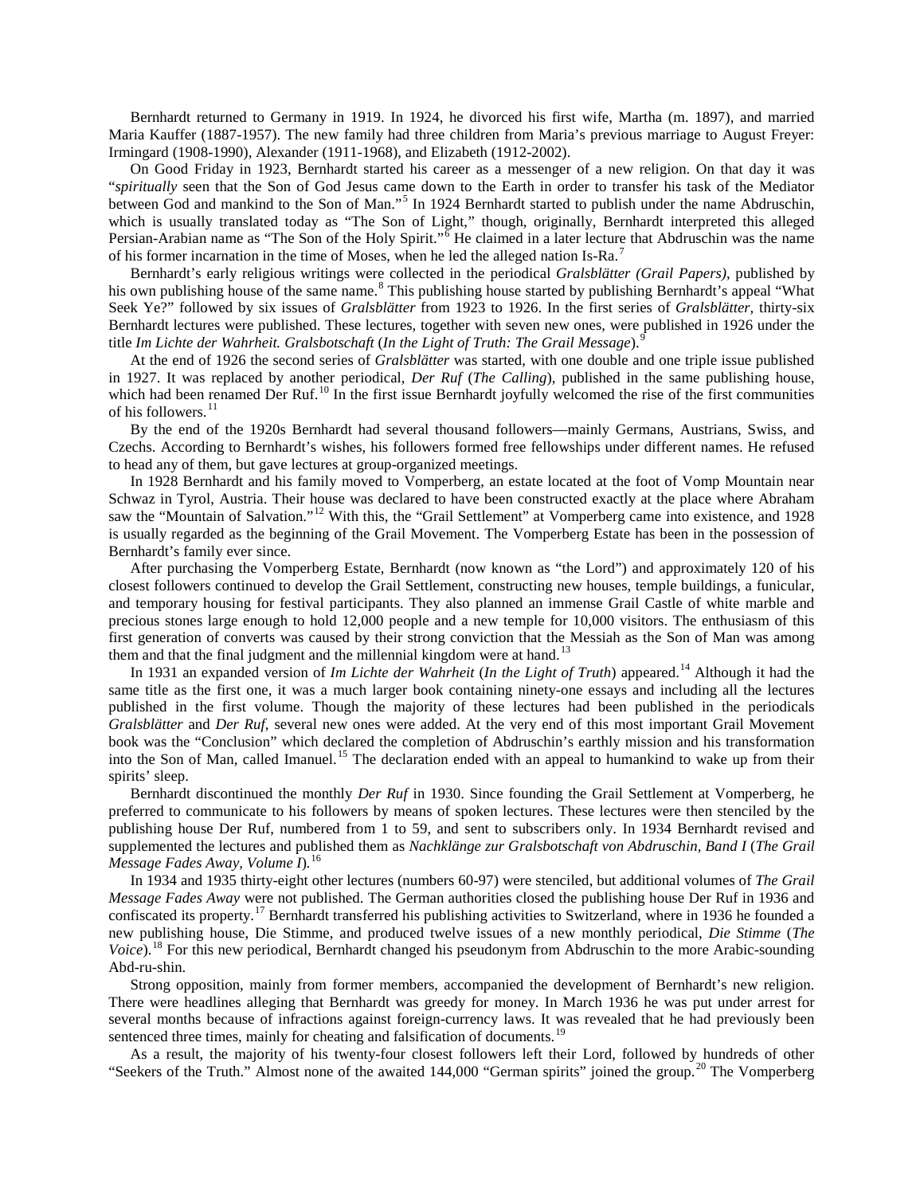Bernhardt returned to Germany in 1919. In 1924, he divorced his first wife, Martha (m. 1897), and married Maria Kauffer (1887-1957). The new family had three children from Maria's previous marriage to August Freyer: Irmingard (1908-1990), Alexander (1911-1968), and Elizabeth (1912-2002).

On Good Friday in 1923, Bernhardt started his career as a messenger of a new religion. On that day it was "*spiritually* seen that the Son of God Jesus came down to the Earth in order to transfer his task of the Mediator between God and mankind to the Son of Man."[5] In 1924 Bernhardt started to publish under the name Abdruschin, which is usually translated today as "The Son of Light," though, originally, Bernhardt interpreted this alleged Persian-Arabian name as "The Son of the Holy Spirit."[6] He claimed in a later lecture that Abdruschin was the name of his former incarnation in the time of Moses, when he led the alleged nation Is-Ra.[7]

Bernhardt's early religious writings were collected in the periodical *Gralsblätter (Grail Papers)*, published by his own publishing house of the same name.[8] This publishing house started by publishing Bernhardt's appeal "What Seek Ye?" followed by six issues of *Gralsblätter* from 1923 to 1926. In the first series of *Gralsblätter*, thirty-six Bernhardt lectures were published. These lectures, together with seven new ones, were published in 1926 under the title *Im Lichte der Wahrheit. Gralsbotschaft* (*In the Light of Truth: The Grail Message*).[9]

At the end of 1926 the second series of *Gralsblätter* was started, with one double and one triple issue published in 1927. It was replaced by another periodical, *Der Ruf* (*The Calling*), published in the same publishing house, which had been renamed Der Ruf.[10] In the first issue Bernhardt joyfully welcomed the rise of the first communities of his followers.[11]

By the end of the 1920s Bernhardt had several thousand followers—mainly Germans, Austrians, Swiss, and Czechs. According to Bernhardt's wishes, his followers formed free fellowships under different names. He refused to head any of them, but gave lectures at group-organized meetings.

In 1928 Bernhardt and his family moved to Vomperberg, an estate located at the foot of Vomp Mountain near Schwaz in Tyrol, Austria. Their house was declared to have been constructed exactly at the place where Abraham saw the "Mountain of Salvation."[12] With this, the "Grail Settlement" at Vomperberg came into existence, and 1928 is usually regarded as the beginning of the Grail Movement. The Vomperberg Estate has been in the possession of Bernhardt's family ever since.

After purchasing the Vomperberg Estate, Bernhardt (now known as "the Lord") and approximately 120 of his closest followers continued to develop the Grail Settlement, constructing new houses, temple buildings, a funicular, and temporary housing for festival participants. They also planned an immense Grail Castle of white marble and precious stones large enough to hold 12,000 people and a new temple for 10,000 visitors. The enthusiasm of this first generation of converts was caused by their strong conviction that the Messiah as the Son of Man was among them and that the final judgment and the millennial kingdom were at hand.[13]

In 1931 an expanded version of *Im Lichte der Wahrheit* (*In the Light of Truth*) appeared.[14] Although it had the same title as the first one, it was a much larger book containing ninety-one essays and including all the lectures published in the first volume. Though the majority of these lectures had been published in the periodicals *Gralsblätter* and *Der Ruf*, several new ones were added. At the very end of this most important Grail Movement book was the "Conclusion" which declared the completion of Abdruschin's earthly mission and his transformation into the Son of Man, called Imanuel.[15] The declaration ended with an appeal to humankind to wake up from their spirits' sleep.

Bernhardt discontinued the monthly *Der Ruf* in 1930. Since founding the Grail Settlement at Vomperberg, he preferred to communicate to his followers by means of spoken lectures. These lectures were then stenciled by the publishing house Der Ruf, numbered from 1 to 59, and sent to subscribers only. In 1934 Bernhardt revised and supplemented the lectures and published them as *Nachklänge zur Gralsbotschaft von Abdruschin, Band I* (*The Grail Message Fades Away, Volume I*).[16]

In 1934 and 1935 thirty-eight other lectures (numbers 60-97) were stenciled, but additional volumes of *The Grail Message Fades Away* were not published. The German authorities closed the publishing house Der Ruf in 1936 and confiscated its property.[17] Bernhardt transferred his publishing activities to Switzerland, where in 1936 he founded a new publishing house, Die Stimme, and produced twelve issues of a new monthly periodical, *Die Stimme* (*The Voice*).[18] For this new periodical, Bernhardt changed his pseudonym from Abdruschin to the more Arabic-sounding Abd-ru-shin.

Strong opposition, mainly from former members, accompanied the development of Bernhardt's new religion. There were headlines alleging that Bernhardt was greedy for money. In March 1936 he was put under arrest for several months because of infractions against foreign-currency laws. It was revealed that he had previously been sentenced three times, mainly for cheating and falsification of documents.[19]

As a result, the majority of his twenty-four closest followers left their Lord, followed by hundreds of other "Seekers of the Truth." Almost none of the awaited 144,000 "German spirits" joined the group.[20] The Vomperberg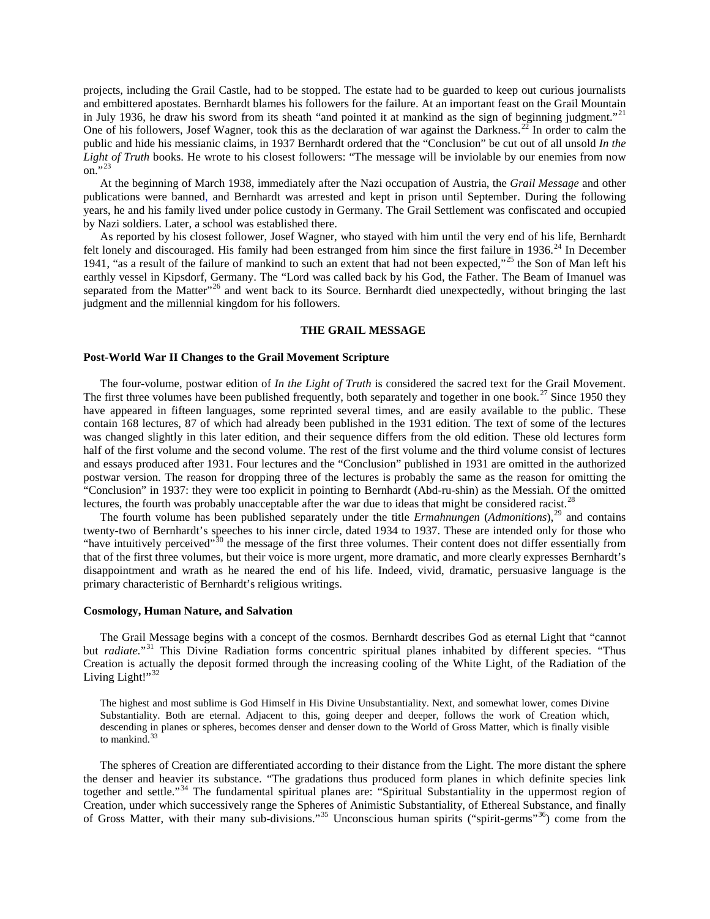projects, including the Grail Castle, had to be stopped. The estate had to be guarded to keep out curious journalists and embittered apostates. Bernhardt blames his followers for the failure. At an important feast on the Grail Mountain in July 1936, he draw his sword from its sheath "and pointed it at mankind as the sign of beginning judgment."[21] One of his followers, Josef Wagner, took this as the declaration of war against the Darkness.[22] In order to calm the public and hide his messianic claims, in 1937 Bernhardt ordered that the "Conclusion" be cut out of all unsold *In the Light of Truth* books. He wrote to his closest followers: "The message will be inviolable by our enemies from now on."[23]

At the beginning of March 1938, immediately after the Nazi occupation of Austria, the *Grail Message* and other publications were banned, and Bernhardt was arrested and kept in prison until September. During the following years, he and his family lived under police custody in Germany. The Grail Settlement was confiscated and occupied by Nazi soldiers. Later, a school was established there.

As reported by his closest follower, Josef Wagner, who stayed with him until the very end of his life, Bernhardt felt lonely and discouraged. His family had been estranged from him since the first failure in 1936.[24] In December 1941, "as a result of the failure of mankind to such an extent that had not been expected,"[25] the Son of Man left his earthly vessel in Kipsdorf, Germany. The "Lord was called back by his God, the Father. The Beam of Imanuel was separated from the Matter"[26] and went back to its Source. Bernhardt died unexpectedly, without bringing the last judgment and the millennial kingdom for his followers.

## THE GRAIL MESSAGE

### Post-World War II Changes to the Grail Movement Scripture

The four-volume, postwar edition of *In the Light of Truth* is considered the sacred text for the Grail Movement. The first three volumes have been published frequently, both separately and together in one book.[27] Since 1950 they have appeared in fifteen languages, some reprinted several times, and are easily available to the public. These contain 168 lectures, 87 of which had already been published in the 1931 edition. The text of some of the lectures was changed slightly in this later edition, and their sequence differs from the old edition. These old lectures form half of the first volume and the second volume. The rest of the first volume and the third volume consist of lectures and essays produced after 1931. Four lectures and the "Conclusion" published in 1931 are omitted in the authorized postwar version. The reason for dropping three of the lectures is probably the same as the reason for omitting the "Conclusion" in 1937: they were too explicit in pointing to Bernhardt (Abd-ru-shin) as the Messiah. Of the omitted lectures, the fourth was probably unacceptable after the war due to ideas that might be considered racist.[28]

The fourth volume has been published separately under the title *Ermahnungen* (*Admonitions*),[29] and contains twenty-two of Bernhardt's speeches to his inner circle, dated 1934 to 1937. These are intended only for those who "have intuitively perceived"[30] the message of the first three volumes. Their content does not differ essentially from that of the first three volumes, but their voice is more urgent, more dramatic, and more clearly expresses Bernhardt's disappointment and wrath as he neared the end of his life. Indeed, vivid, dramatic, persuasive language is the primary characteristic of Bernhardt's religious writings.

### Cosmology, Human Nature, and Salvation

The Grail Message begins with a concept of the cosmos. Bernhardt describes God as eternal Light that "cannot but *radiate.*"[31] This Divine Radiation forms concentric spiritual planes inhabited by different species. "Thus Creation is actually the deposit formed through the increasing cooling of the White Light, of the Radiation of the Living Light!"[32]

> The highest and most sublime is God Himself in His Divine Unsubstantiality. Next, and somewhat lower, comes Divine Substantiality. Both are eternal. Adjacent to this, going deeper and deeper, follows the work of Creation which, descending in planes or spheres, becomes denser and denser down to the World of Gross Matter, which is finally visible to mankind.[33]

The spheres of Creation are differentiated according to their distance from the Light. The more distant the sphere the denser and heavier its substance. "The gradations thus produced form planes in which definite species link together and settle."[34] The fundamental spiritual planes are: "Spiritual Substantiality in the uppermost region of Creation, under which successively range the Spheres of Animistic Substantiality, of Ethereal Substance, and finally of Gross Matter, with their many sub-divisions."[35] Unconscious human spirits ("spirit-germs"[36]) come from the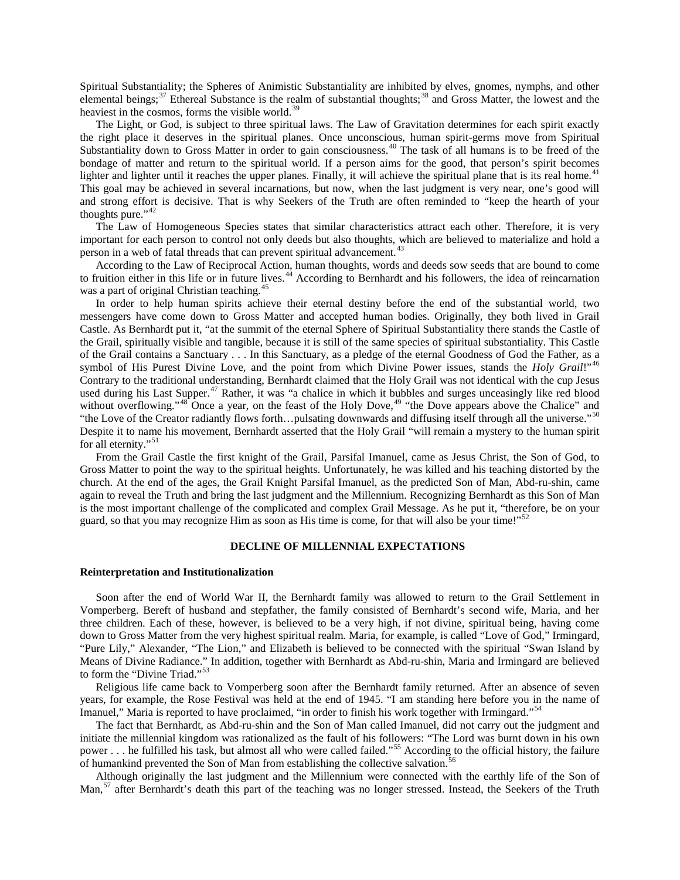Spiritual Substantiality; the Spheres of Animistic Substantiality are inhibited by elves, gnomes, nymphs, and other elemental beings;[37] Ethereal Substance is the realm of substantial thoughts;[38] and Gross Matter, the lowest and the heaviest in the cosmos, forms the visible world.[39]

The Light, or God, is subject to three spiritual laws. The Law of Gravitation determines for each spirit exactly the right place it deserves in the spiritual planes. Once unconscious, human spirit-germs move from Spiritual Substantiality down to Gross Matter in order to gain consciousness.[40] The task of all humans is to be freed of the bondage of matter and return to the spiritual world. If a person aims for the good, that person's spirit becomes lighter and lighter until it reaches the upper planes. Finally, it will achieve the spiritual plane that is its real home.[41] This goal may be achieved in several incarnations, but now, when the last judgment is very near, one's good will and strong effort is decisive. That is why Seekers of the Truth are often reminded to "keep the hearth of your thoughts pure."[42]

The Law of Homogeneous Species states that similar characteristics attract each other. Therefore, it is very important for each person to control not only deeds but also thoughts, which are believed to materialize and hold a person in a web of fatal threads that can prevent spiritual advancement.[43]

According to the Law of Reciprocal Action, human thoughts, words and deeds sow seeds that are bound to come to fruition either in this life or in future lives.[44] According to Bernhardt and his followers, the idea of reincarnation was a part of original Christian teaching.[45]

In order to help human spirits achieve their eternal destiny before the end of the substantial world, two messengers have come down to Gross Matter and accepted human bodies. Originally, they both lived in Grail Castle. As Bernhardt put it, "at the summit of the eternal Sphere of Spiritual Substantiality there stands the Castle of the Grail, spiritually visible and tangible, because it is still of the same species of spiritual substantiality. This Castle of the Grail contains a Sanctuary . . . In this Sanctuary, as a pledge of the eternal Goodness of God the Father, as a symbol of His Purest Divine Love, and the point from which Divine Power issues, stands the *Holy Grail*!"[46] Contrary to the traditional understanding, Bernhardt claimed that the Holy Grail was not identical with the cup Jesus used during his Last Supper.[47] Rather, it was "a chalice in which it bubbles and surges unceasingly like red blood without overflowing."[48] Once a year, on the feast of the Holy Dove,[49] "the Dove appears above the Chalice" and "the Love of the Creator radiantly flows forth…pulsating downwards and diffusing itself through all the universe."[50] Despite it to name his movement, Bernhardt asserted that the Holy Grail "will remain a mystery to the human spirit for all eternity."[51]

From the Grail Castle the first knight of the Grail, Parsifal Imanuel, came as Jesus Christ, the Son of God, to Gross Matter to point the way to the spiritual heights. Unfortunately, he was killed and his teaching distorted by the church. At the end of the ages, the Grail Knight Parsifal Imanuel, as the predicted Son of Man, Abd-ru-shin, came again to reveal the Truth and bring the last judgment and the Millennium. Recognizing Bernhardt as this Son of Man is the most important challenge of the complicated and complex Grail Message. As he put it, "therefore, be on your guard, so that you may recognize Him as soon as His time is come, for that will also be your time!"[52]

## DECLINE OF MILLENNIAL EXPECTATIONS

### Reinterpretation and Institutionalization

Soon after the end of World War II, the Bernhardt family was allowed to return to the Grail Settlement in Vomperberg. Bereft of husband and stepfather, the family consisted of Bernhardt's second wife, Maria, and her three children. Each of these, however, is believed to be a very high, if not divine, spiritual being, having come down to Gross Matter from the very highest spiritual realm. Maria, for example, is called "Love of God," Irmingard, "Pure Lily," Alexander, "The Lion," and Elizabeth is believed to be connected with the spiritual "Swan Island by Means of Divine Radiance." In addition, together with Bernhardt as Abd-ru-shin, Maria and Irmingard are believed to form the "Divine Triad."[53]

Religious life came back to Vomperberg soon after the Bernhardt family returned. After an absence of seven years, for example, the Rose Festival was held at the end of 1945. "I am standing here before you in the name of Imanuel," Maria is reported to have proclaimed, "in order to finish his work together with Irmingard."[54]

The fact that Bernhardt, as Abd-ru-shin and the Son of Man called Imanuel, did not carry out the judgment and initiate the millennial kingdom was rationalized as the fault of his followers: "The Lord was burnt down in his own power . . . he fulfilled his task, but almost all who were called failed."[55] According to the official history, the failure of humankind prevented the Son of Man from establishing the collective salvation.[56]

Although originally the last judgment and the Millennium were connected with the earthly life of the Son of Man,[57] after Bernhardt's death this part of the teaching was no longer stressed. Instead, the Seekers of the Truth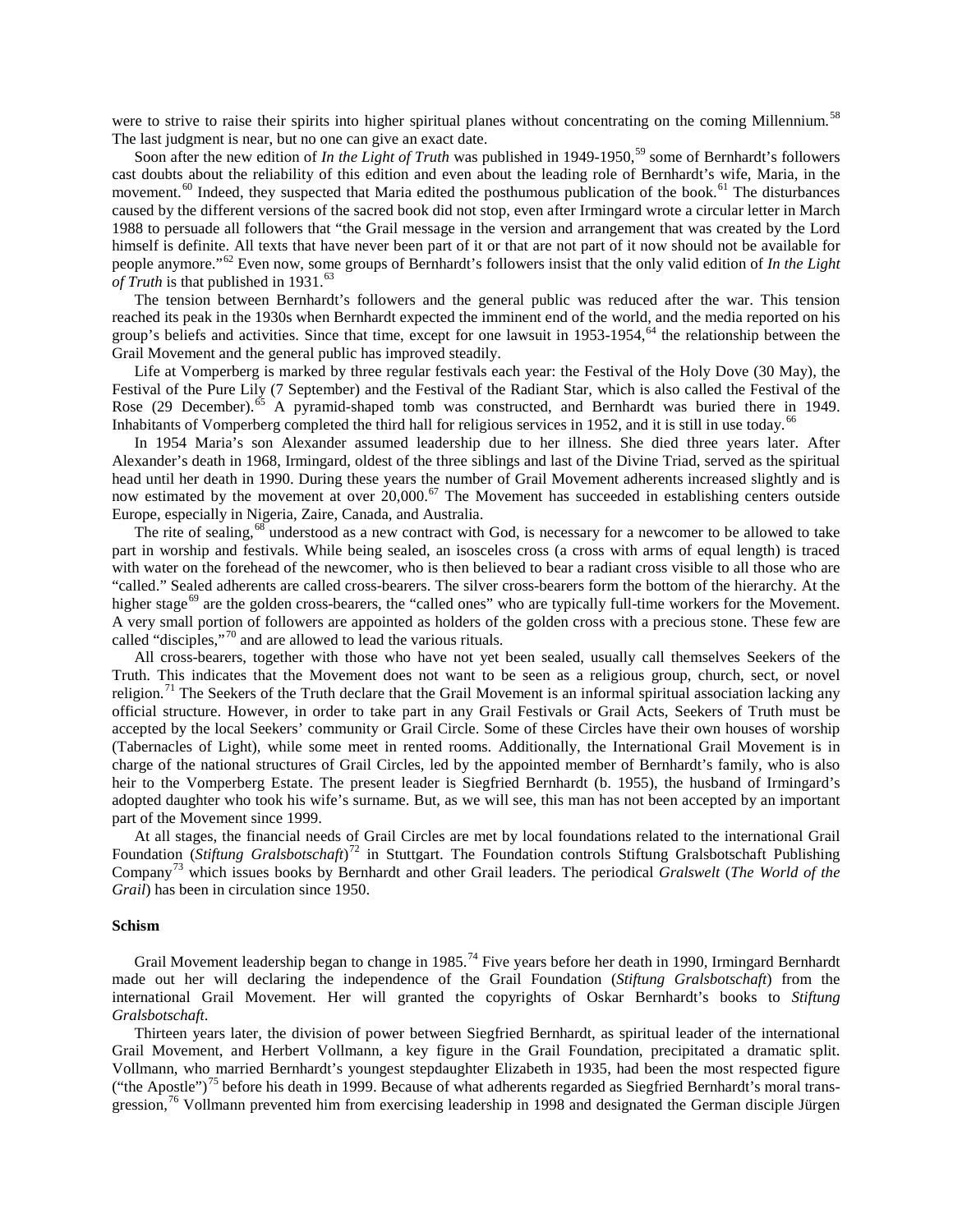were to strive to raise their spirits into higher spiritual planes without concentrating on the coming Millennium.[58] The last judgment is near, but no one can give an exact date.

Soon after the new edition of *In the Light of Truth* was published in 1949-1950,[59] some of Bernhardt's followers cast doubts about the reliability of this edition and even about the leading role of Bernhardt's wife, Maria, in the movement.[60] Indeed, they suspected that Maria edited the posthumous publication of the book.[61] The disturbances caused by the different versions of the sacred book did not stop, even after Irmingard wrote a circular letter in March 1988 to persuade all followers that "the Grail message in the version and arrangement that was created by the Lord himself is definite. All texts that have never been part of it or that are not part of it now should not be available for people anymore."[62] Even now, some groups of Bernhardt's followers insist that the only valid edition of *In the Light of Truth* is that published in 1931.[63]

The tension between Bernhardt's followers and the general public was reduced after the war. This tension reached its peak in the 1930s when Bernhardt expected the imminent end of the world, and the media reported on his group's beliefs and activities. Since that time, except for one lawsuit in 1953-1954,[64] the relationship between the Grail Movement and the general public has improved steadily.

Life at Vomperberg is marked by three regular festivals each year: the Festival of the Holy Dove (30 May), the Festival of the Pure Lily (7 September) and the Festival of the Radiant Star, which is also called the Festival of the Rose (29 December).[65] A pyramid-shaped tomb was constructed, and Bernhardt was buried there in 1949. Inhabitants of Vomperberg completed the third hall for religious services in 1952, and it is still in use today.[66]

In 1954 Maria's son Alexander assumed leadership due to her illness. She died three years later. After Alexander's death in 1968, Irmingard, oldest of the three siblings and last of the Divine Triad, served as the spiritual head until her death in 1990. During these years the number of Grail Movement adherents increased slightly and is now estimated by the movement at over 20,000.[67] The Movement has succeeded in establishing centers outside Europe, especially in Nigeria, Zaire, Canada, and Australia.

The rite of sealing,[68] understood as a new contract with God, is necessary for a newcomer to be allowed to take part in worship and festivals. While being sealed, an isosceles cross (a cross with arms of equal length) is traced with water on the forehead of the newcomer, who is then believed to bear a radiant cross visible to all those who are "called." Sealed adherents are called cross-bearers. The silver cross-bearers form the bottom of the hierarchy. At the higher stage[69] are the golden cross-bearers, the "called ones" who are typically full-time workers for the Movement. A very small portion of followers are appointed as holders of the golden cross with a precious stone. These few are called "disciples,"[70] and are allowed to lead the various rituals.

All cross-bearers, together with those who have not yet been sealed, usually call themselves Seekers of the Truth. This indicates that the Movement does not want to be seen as a religious group, church, sect, or novel religion.[71] The Seekers of the Truth declare that the Grail Movement is an informal spiritual association lacking any official structure. However, in order to take part in any Grail Festivals or Grail Acts, Seekers of Truth must be accepted by the local Seekers' community or Grail Circle. Some of these Circles have their own houses of worship (Tabernacles of Light), while some meet in rented rooms. Additionally, the International Grail Movement is in charge of the national structures of Grail Circles, led by the appointed member of Bernhardt's family, who is also heir to the Vomperberg Estate. The present leader is Siegfried Bernhardt (b. 1955), the husband of Irmingard's adopted daughter who took his wife's surname. But, as we will see, this man has not been accepted by an important part of the Movement since 1999.

At all stages, the financial needs of Grail Circles are met by local foundations related to the international Grail Foundation (*Stiftung Gralsbotschaft*)[72] in Stuttgart. The Foundation controls Stiftung Gralsbotschaft Publishing Company[73] which issues books by Bernhardt and other Grail leaders. The periodical *Gralswelt* (*The World of the Grail*) has been in circulation since 1950.

### Schism

Grail Movement leadership began to change in 1985.[74] Five years before her death in 1990, Irmingard Bernhardt made out her will declaring the independence of the Grail Foundation (*Stiftung Gralsbotschaft*) from the international Grail Movement. Her will granted the copyrights of Oskar Bernhardt's books to *Stiftung Gralsbotschaft*.

Thirteen years later, the division of power between Siegfried Bernhardt, as spiritual leader of the international Grail Movement, and Herbert Vollmann, a key figure in the Grail Foundation, precipitated a dramatic split. Vollmann, who married Bernhardt's youngest stepdaughter Elizabeth in 1935, had been the most respected figure ("the Apostle")[75] before his death in 1999. Because of what adherents regarded as Siegfried Bernhardt's moral transgression,[76] Vollmann prevented him from exercising leadership in 1998 and designated the German disciple Jürgen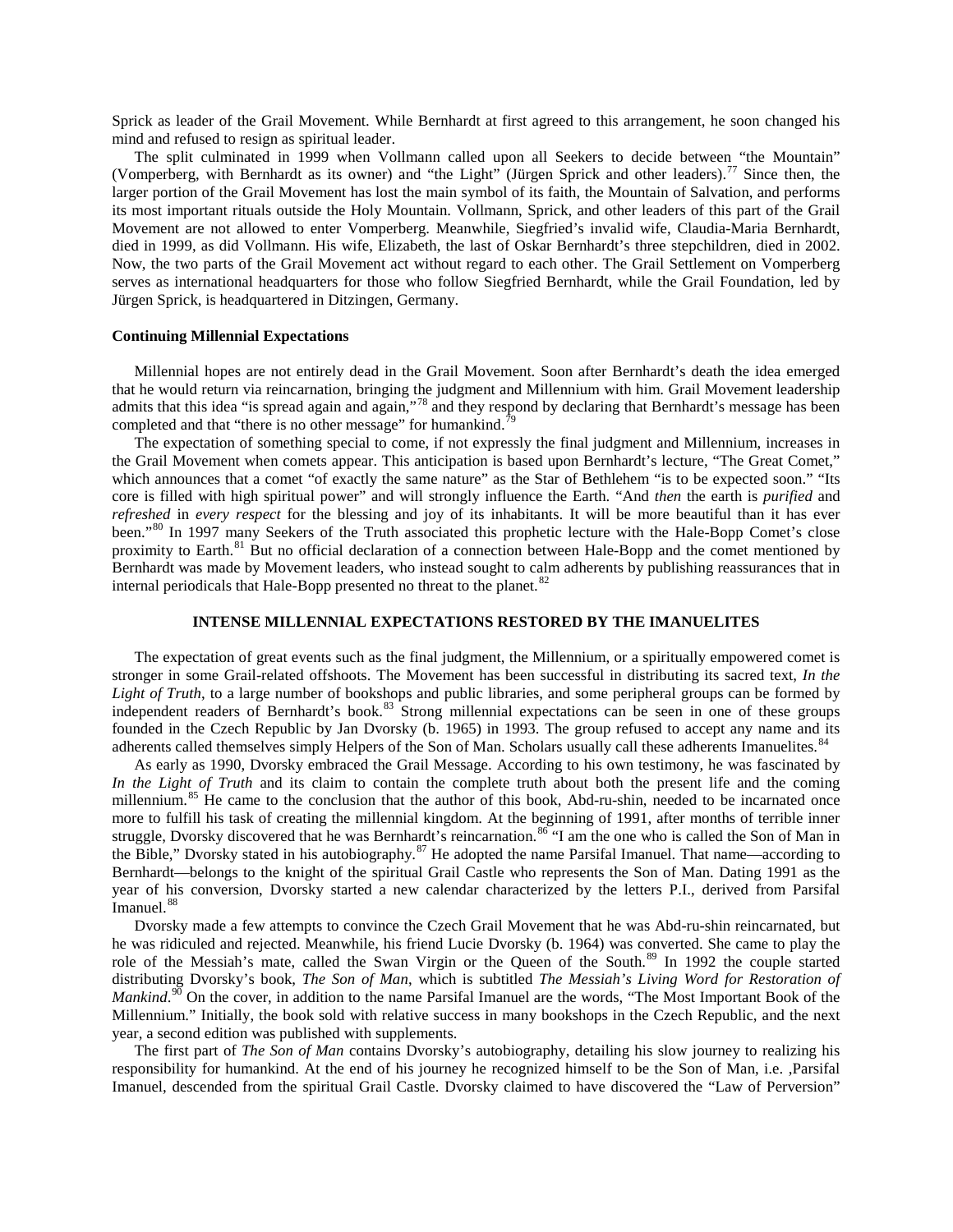Sprick as leader of the Grail Movement. While Bernhardt at first agreed to this arrangement, he soon changed his mind and refused to resign as spiritual leader.

The split culminated in 1999 when Vollmann called upon all Seekers to decide between "the Mountain" (Vomperberg, with Bernhardt as its owner) and "the Light" (Jürgen Sprick and other leaders).[77] Since then, the larger portion of the Grail Movement has lost the main symbol of its faith, the Mountain of Salvation, and performs its most important rituals outside the Holy Mountain. Vollmann, Sprick, and other leaders of this part of the Grail Movement are not allowed to enter Vomperberg. Meanwhile, Siegfried's invalid wife, Claudia-Maria Bernhardt, died in 1999, as did Vollmann. His wife, Elizabeth, the last of Oskar Bernhardt's three stepchildren, died in 2002. Now, the two parts of the Grail Movement act without regard to each other. The Grail Settlement on Vomperberg serves as international headquarters for those who follow Siegfried Bernhardt, while the Grail Foundation, led by Jürgen Sprick, is headquartered in Ditzingen, Germany.

### Continuing Millennial Expectations

Millennial hopes are not entirely dead in the Grail Movement. Soon after Bernhardt's death the idea emerged that he would return via reincarnation, bringing the judgment and Millennium with him. Grail Movement leadership admits that this idea "is spread again and again,"[78] and they respond by declaring that Bernhardt's message has been completed and that "there is no other message" for humankind.[79]

The expectation of something special to come, if not expressly the final judgment and Millennium, increases in the Grail Movement when comets appear. This anticipation is based upon Bernhardt's lecture, "The Great Comet," which announces that a comet "of exactly the same nature" as the Star of Bethlehem "is to be expected soon." "Its core is filled with high spiritual power" and will strongly influence the Earth. "And *then* the earth is *purified* and *refreshed* in *every respect* for the blessing and joy of its inhabitants. It will be more beautiful than it has ever been."[80] In 1997 many Seekers of the Truth associated this prophetic lecture with the Hale-Bopp Comet's close proximity to Earth.[81] But no official declaration of a connection between Hale-Bopp and the comet mentioned by Bernhardt was made by Movement leaders, who instead sought to calm adherents by publishing reassurances that in internal periodicals that Hale-Bopp presented no threat to the planet.[82]

## INTENSE MILLENNIAL EXPECTATIONS RESTORED BY THE IMANUELITES

The expectation of great events such as the final judgment, the Millennium, or a spiritually empowered comet is stronger in some Grail-related offshoots. The Movement has been successful in distributing its sacred text, *In the Light of Truth*, to a large number of bookshops and public libraries, and some peripheral groups can be formed by independent readers of Bernhardt's book.[83] Strong millennial expectations can be seen in one of these groups founded in the Czech Republic by Jan Dvorsky (b. 1965) in 1993. The group refused to accept any name and its adherents called themselves simply Helpers of the Son of Man. Scholars usually call these adherents Imanuelites.[84]

As early as 1990, Dvorsky embraced the Grail Message. According to his own testimony, he was fascinated by *In the Light of Truth* and its claim to contain the complete truth about both the present life and the coming millennium.[85] He came to the conclusion that the author of this book, Abd-ru-shin, needed to be incarnated once more to fulfill his task of creating the millennial kingdom. At the beginning of 1991, after months of terrible inner struggle, Dvorsky discovered that he was Bernhardt's reincarnation.[86] "I am the one who is called the Son of Man in the Bible," Dvorsky stated in his autobiography.[87] He adopted the name Parsifal Imanuel. That name—according to Bernhardt—belongs to the knight of the spiritual Grail Castle who represents the Son of Man. Dating 1991 as the year of his conversion, Dvorsky started a new calendar characterized by the letters P.I., derived from Parsifal Imanuel.[88]

Dvorsky made a few attempts to convince the Czech Grail Movement that he was Abd-ru-shin reincarnated, but he was ridiculed and rejected. Meanwhile, his friend Lucie Dvorsky (b. 1964) was converted. She came to play the role of the Messiah's mate, called the Swan Virgin or the Queen of the South.[89] In 1992 the couple started distributing Dvorsky's book, *The Son of Man*, which is subtitled *The Messiah's Living Word for Restoration of Mankind*.[90] On the cover, in addition to the name Parsifal Imanuel are the words, "The Most Important Book of the Millennium." Initially, the book sold with relative success in many bookshops in the Czech Republic, and the next year, a second edition was published with supplements.

The first part of *The Son of Man* contains Dvorsky's autobiography, detailing his slow journey to realizing his responsibility for humankind. At the end of his journey he recognized himself to be the Son of Man, i.e. ,Parsifal Imanuel, descended from the spiritual Grail Castle. Dvorsky claimed to have discovered the "Law of Perversion"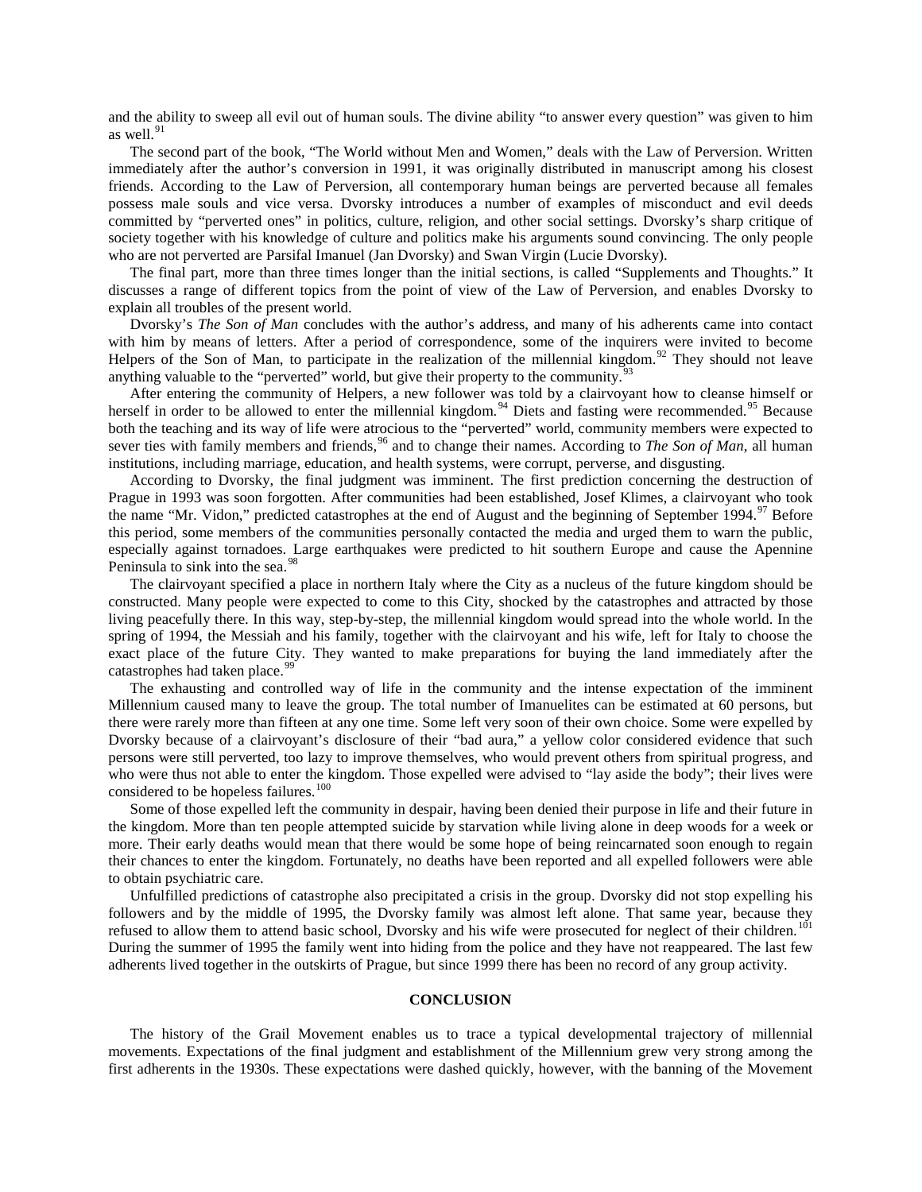and the ability to sweep all evil out of human souls. The divine ability "to answer every question" was given to him as well.[91]

The second part of the book, "The World without Men and Women," deals with the Law of Perversion. Written immediately after the author's conversion in 1991, it was originally distributed in manuscript among his closest friends. According to the Law of Perversion, all contemporary human beings are perverted because all females possess male souls and vice versa. Dvorsky introduces a number of examples of misconduct and evil deeds committed by "perverted ones" in politics, culture, religion, and other social settings. Dvorsky's sharp critique of society together with his knowledge of culture and politics make his arguments sound convincing. The only people who are not perverted are Parsifal Imanuel (Jan Dvorsky) and Swan Virgin (Lucie Dvorsky).

The final part, more than three times longer than the initial sections, is called "Supplements and Thoughts." It discusses a range of different topics from the point of view of the Law of Perversion, and enables Dvorsky to explain all troubles of the present world.

Dvorsky's *The Son of Man* concludes with the author's address, and many of his adherents came into contact with him by means of letters. After a period of correspondence, some of the inquirers were invited to become Helpers of the Son of Man, to participate in the realization of the millennial kingdom.[92] They should not leave anything valuable to the "perverted" world, but give their property to the community.[93]

After entering the community of Helpers, a new follower was told by a clairvoyant how to cleanse himself or herself in order to be allowed to enter the millennial kingdom.[94] Diets and fasting were recommended.[95] Because both the teaching and its way of life were atrocious to the "perverted" world, community members were expected to sever ties with family members and friends,[96] and to change their names. According to *The Son of Man*, all human institutions, including marriage, education, and health systems, were corrupt, perverse, and disgusting.

According to Dvorsky, the final judgment was imminent. The first prediction concerning the destruction of Prague in 1993 was soon forgotten. After communities had been established, Josef Klimes, a clairvoyant who took the name "Mr. Vidon," predicted catastrophes at the end of August and the beginning of September 1994.[97] Before this period, some members of the communities personally contacted the media and urged them to warn the public, especially against tornadoes. Large earthquakes were predicted to hit southern Europe and cause the Apennine Peninsula to sink into the sea.[98]

The clairvoyant specified a place in northern Italy where the City as a nucleus of the future kingdom should be constructed. Many people were expected to come to this City, shocked by the catastrophes and attracted by those living peacefully there. In this way, step-by-step, the millennial kingdom would spread into the whole world. In the spring of 1994, the Messiah and his family, together with the clairvoyant and his wife, left for Italy to choose the exact place of the future City. They wanted to make preparations for buying the land immediately after the catastrophes had taken place.[99]

The exhausting and controlled way of life in the community and the intense expectation of the imminent Millennium caused many to leave the group. The total number of Imanuelites can be estimated at 60 persons, but there were rarely more than fifteen at any one time. Some left very soon of their own choice. Some were expelled by Dvorsky because of a clairvoyant's disclosure of their "bad aura," a yellow color considered evidence that such persons were still perverted, too lazy to improve themselves, who would prevent others from spiritual progress, and who were thus not able to enter the kingdom. Those expelled were advised to "lay aside the body"; their lives were considered to be hopeless failures.[100]

Some of those expelled left the community in despair, having been denied their purpose in life and their future in the kingdom. More than ten people attempted suicide by starvation while living alone in deep woods for a week or more. Their early deaths would mean that there would be some hope of being reincarnated soon enough to regain their chances to enter the kingdom. Fortunately, no deaths have been reported and all expelled followers were able to obtain psychiatric care.

Unfulfilled predictions of catastrophe also precipitated a crisis in the group. Dvorsky did not stop expelling his followers and by the middle of 1995, the Dvorsky family was almost left alone. That same year, because they refused to allow them to attend basic school, Dvorsky and his wife were prosecuted for neglect of their children.[101] During the summer of 1995 the family went into hiding from the police and they have not reappeared. The last few adherents lived together in the outskirts of Prague, but since 1999 there has been no record of any group activity.

## CONCLUSION

The history of the Grail Movement enables us to trace a typical developmental trajectory of millennial movements. Expectations of the final judgment and establishment of the Millennium grew very strong among the first adherents in the 1930s. These expectations were dashed quickly, however, with the banning of the Movement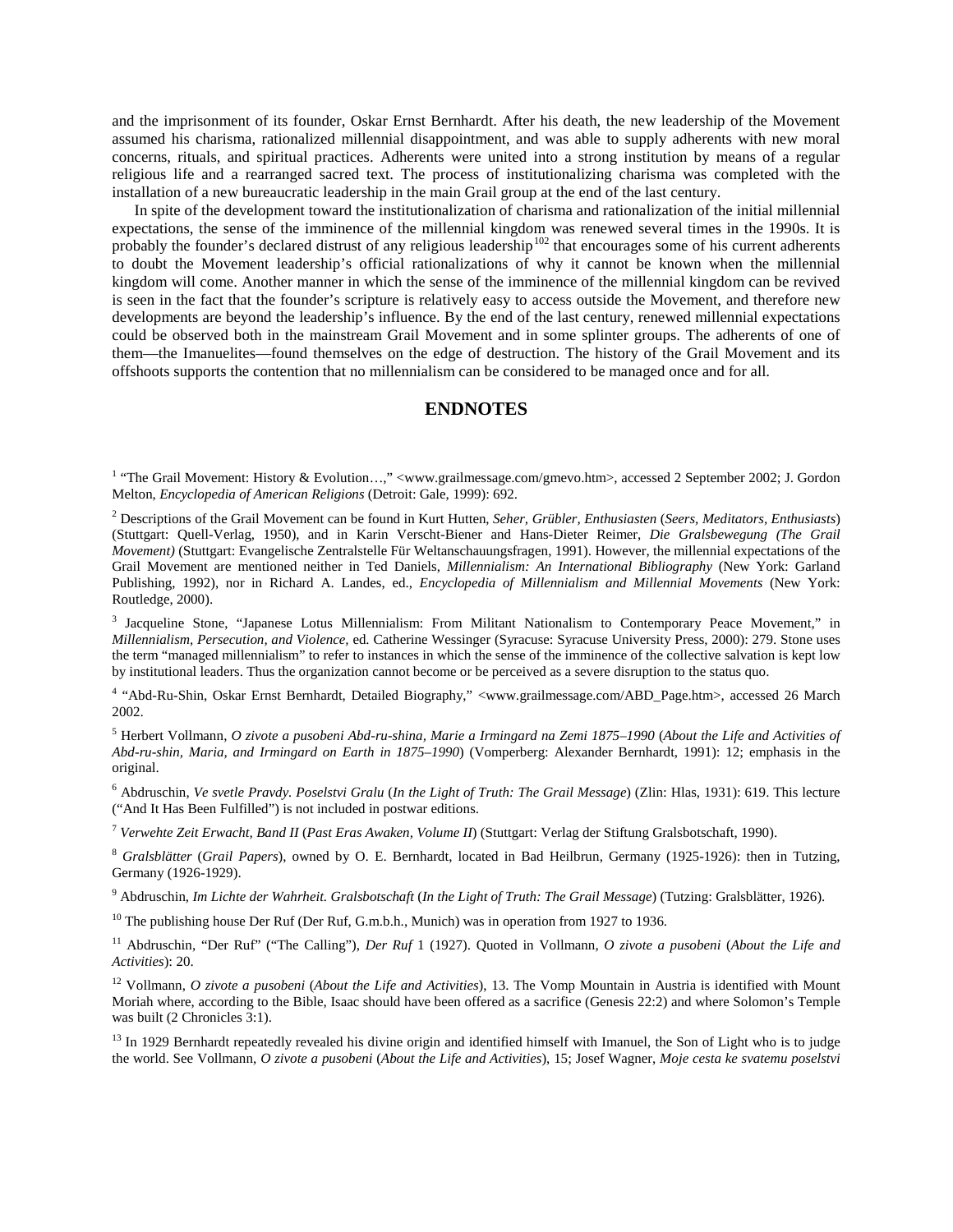and the imprisonment of its founder, Oskar Ernst Bernhardt. After his death, the new leadership of the Movement assumed his charisma, rationalized millennial disappointment, and was able to supply adherents with new moral concerns, rituals, and spiritual practices. Adherents were united into a strong institution by means of a regular religious life and a rearranged sacred text. The process of institutionalizing charisma was completed with the installation of a new bureaucratic leadership in the main Grail group at the end of the last century.

In spite of the development toward the institutionalization of charisma and rationalization of the initial millennial expectations, the sense of the imminence of the millennial kingdom was renewed several times in the 1990s. It is probably the founder's declared distrust of any religious leadership[102] that encourages some of his current adherents to doubt the Movement leadership's official rationalizations of why it cannot be known when the millennial kingdom will come. Another manner in which the sense of the imminence of the millennial kingdom can be revived is seen in the fact that the founder's scripture is relatively easy to access outside the Movement, and therefore new developments are beyond the leadership's influence. By the end of the last century, renewed millennial expectations could be observed both in the mainstream Grail Movement and in some splinter groups. The adherents of one of them—the Imanuelites—found themselves on the edge of destruction. The history of the Grail Movement and its offshoots supports the contention that no millennialism can be considered to be managed once and for all.

## ENDNOTES

[1] "The Grail Movement: History & Evolution…," <www.grailmessage.com/gmevo.htm>, accessed 2 September 2002; J. Gordon Melton, *Encyclopedia of American Religions* (Detroit: Gale, 1999): 692.

[2] Descriptions of the Grail Movement can be found in Kurt Hutten, *Seher, Grübler, Enthusiasten* (*Seers, Meditators, Enthusiasts*) (Stuttgart: Quell-Verlag, 1950), and in Karin Verscht-Biener and Hans-Dieter Reimer, *Die Gralsbewegung (The Grail Movement)* (Stuttgart: Evangelische Zentralstelle Für Weltanschauungsfragen, 1991). However, the millennial expectations of the Grail Movement are mentioned neither in Ted Daniels, *Millennialism: An International Bibliography* (New York: Garland Publishing, 1992), nor in Richard A. Landes, ed., *Encyclopedia of Millennialism and Millennial Movements* (New York: Routledge, 2000).

[3] Jacqueline Stone, "Japanese Lotus Millennialism: From Militant Nationalism to Contemporary Peace Movement," in *Millennialism, Persecution, and Violence*, ed. Catherine Wessinger (Syracuse: Syracuse University Press, 2000): 279. Stone uses the term "managed millennialism" to refer to instances in which the sense of the imminence of the collective salvation is kept low by institutional leaders. Thus the organization cannot become or be perceived as a severe disruption to the status quo.

[4] "Abd-Ru-Shin, Oskar Ernst Bernhardt, Detailed Biography," <www.grailmessage.com/ABD_Page.htm>, accessed 26 March 2002.

[5] Herbert Vollmann, *O zivote a pusobeni Abd-ru-shina, Marie a Irmingard na Zemi 1875–1990* (*About the Life and Activities of Abd-ru-shin, Maria, and Irmingard on Earth in 1875–1990*) (Vomperberg: Alexander Bernhardt, 1991): 12; emphasis in the original.

[6] Abdruschin, *Ve svetle Pravdy. Poselstvi Gralu* (*In the Light of Truth: The Grail Message*) (Zlin: Hlas, 1931): 619. This lecture ("And It Has Been Fulfilled") is not included in postwar editions.

[7] *Verwehte Zeit Erwacht, Band II* (*Past Eras Awaken, Volume II*) (Stuttgart: Verlag der Stiftung Gralsbotschaft, 1990).

[8] *Gralsblätter* (*Grail Papers*), owned by O. E. Bernhardt, located in Bad Heilbrun, Germany (1925-1926): then in Tutzing, Germany (1926-1929).

[9] Abdruschin, *Im Lichte der Wahrheit. Gralsbotschaft* (*In the Light of Truth: The Grail Message*) (Tutzing: Gralsblätter, 1926).

[10] The publishing house Der Ruf (Der Ruf, G.m.b.h., Munich) was in operation from 1927 to 1936.

[11] Abdruschin, "Der Ruf" ("The Calling"), *Der Ruf* 1 (1927). Quoted in Vollmann, *O zivote a pusobeni* (*About the Life and Activities*): 20.

[12] Vollmann, *O zivote a pusobeni* (*About the Life and Activities*), 13. The Vomp Mountain in Austria is identified with Mount Moriah where, according to the Bible, Isaac should have been offered as a sacrifice (Genesis 22:2) and where Solomon's Temple was built (2 Chronicles 3:1).

[13] In 1929 Bernhardt repeatedly revealed his divine origin and identified himself with Imanuel, the Son of Light who is to judge the world. See Vollmann, *O zivote a pusobeni* (*About the Life and Activities*), 15; Josef Wagner, *Moje cesta ke svatemu poselstvi*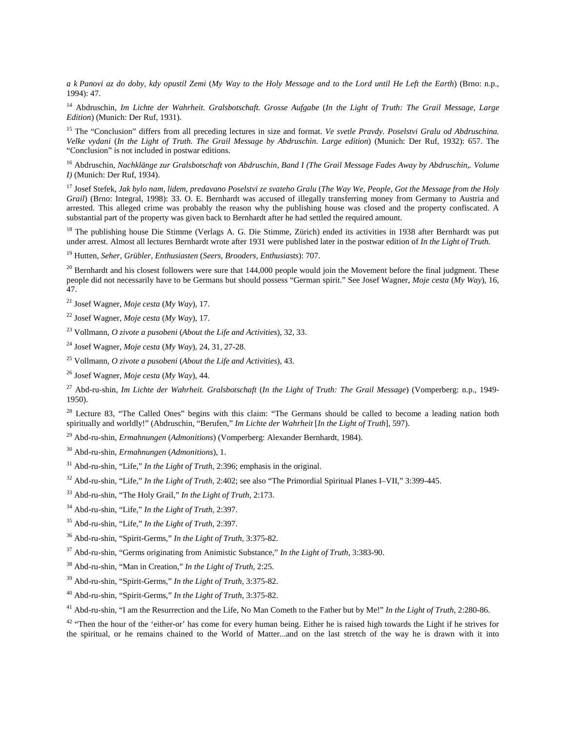*a k Panovi az do doby, kdy opustil Zemi* (*My Way to the Holy Message and to the Lord until He Left the Earth*) (Brno: n.p., 1994): 47.

[14] Abdruschin, *Im Lichte der Wahrheit. Gralsbotschaft. Grosse Aufgabe* (*In the Light of Truth: The Grail Message, Large Edition*) (Munich: Der Ruf, 1931).

[15] The "Conclusion" differs from all preceding lectures in size and format. *Ve svetle Pravdy. Poselstvi Gralu od Abdruschina. Velke vydani* (*In the Light of Truth. The Grail Message by Abdruschin. Large edition*) (Munich: Der Ruf, 1932): 657. The "Conclusion" is not included in postwar editions.

[16] Abdruschin, *Nachklänge zur Gralsbotschaft von Abdruschin, Band I (The Grail Message Fades Away by Abdruschin,. Volume I)* (Munich: Der Ruf, 1934).

[17] Josef Stefek, *Jak bylo nam, lidem, predavano Poselstvi ze svateho Gralu* (*The Way We, People, Got the Message from the Holy Grail*) (Brno: Integral, 1998): 33. O. E. Bernhardt was accused of illegally transferring money from Germany to Austria and arrested. This alleged crime was probably the reason why the publishing house was closed and the property confiscated. A substantial part of the property was given back to Bernhardt after he had settled the required amount.

[18] The publishing house Die Stimme (Verlags A. G. Die Stimme, Zürich) ended its activities in 1938 after Bernhardt was put under arrest. Almost all lectures Bernhardt wrote after 1931 were published later in the postwar edition of *In the Light of Truth.*

[19] Hutten, *Seher, Grübler, Enthusiasten* (*Seers, Brooders, Enthusiasts*): 707.

[20] Bernhardt and his closest followers were sure that 144,000 people would join the Movement before the final judgment. These people did not necessarily have to be Germans but should possess "German spirit." See Josef Wagner, *Moje cesta* (*My Way*), 16, 47.

[21] Josef Wagner, *Moje cesta* (*My Way*), 17.

[22] Josef Wagner, *Moje cesta* (*My Way*), 17.

[23] Vollmann, *O zivote a pusobeni* (*About the Life and Activities*), 32, 33.

[24] Josef Wagner, *Moje cesta* (*My Way*), 24, 31, 27-28.

[25] Vollmann, *O zivote a pusobeni* (*About the Life and Activities*), 43.

[26] Josef Wagner, *Moje cesta* (*My Way*), 44.

[27] Abd-ru-shin, *Im Lichte der Wahrheit. Gralsbotschaft* (*In the Light of Truth: The Grail Message*) (Vomperberg: n.p., 1949-1950).

[28] Lecture 83, "The Called Ones" begins with this claim: "The Germans should be called to become a leading nation both spiritually and worldly!" (Abdruschin, "Berufen," *Im Lichte der Wahrheit* [*In the Light of Truth*], 597).

[29] Abd-ru-shin, *Ermahnungen* (*Admonitions*) (Vomperberg: Alexander Bernhardt, 1984).

[30] Abd-ru-shin, *Ermahnungen* (*Admonitions*), 1.

[31] Abd-ru-shin, "Life," *In the Light of Truth,* 2:396; emphasis in the original.

[32] Abd-ru-shin, "Life," *In the Light of Truth,* 2:402; see also "The Primordial Spiritual Planes I–VII," 3:399-445.

[33] Abd-ru-shin, "The Holy Grail," *In the Light of Truth*, 2:173.

[34] Abd-ru-shin, "Life," *In the Light of Truth,* 2:397.

[35] Abd-ru-shin, "Life," *In the Light of Truth,* 2:397.

[36] Abd-ru-shin, "Spirit-Germs," *In the Light of Truth,* 3:375-82.

[37] Abd-ru-shin, "Germs originating from Animistic Substance," *In the Light of Truth,* 3:383-90.

[38] Abd-ru-shin, "Man in Creation," *In the Light of Truth,* 2:25.

[39] Abd-ru-shin, "Spirit-Germs," *In the Light of Truth,* 3:375-82.

[40] Abd-ru-shin, "Spirit-Germs," *In the Light of Truth,* 3:375-82.

[41] Abd-ru-shin, "I am the Resurrection and the Life, No Man Cometh to the Father but by Me!" *In the Light of Truth,* 2:280-86.

[42] "Then the hour of the 'either-or' has come for every human being. Either he is raised high towards the Light if he strives for the spiritual, or he remains chained to the World of Matter...and on the last stretch of the way he is drawn with it into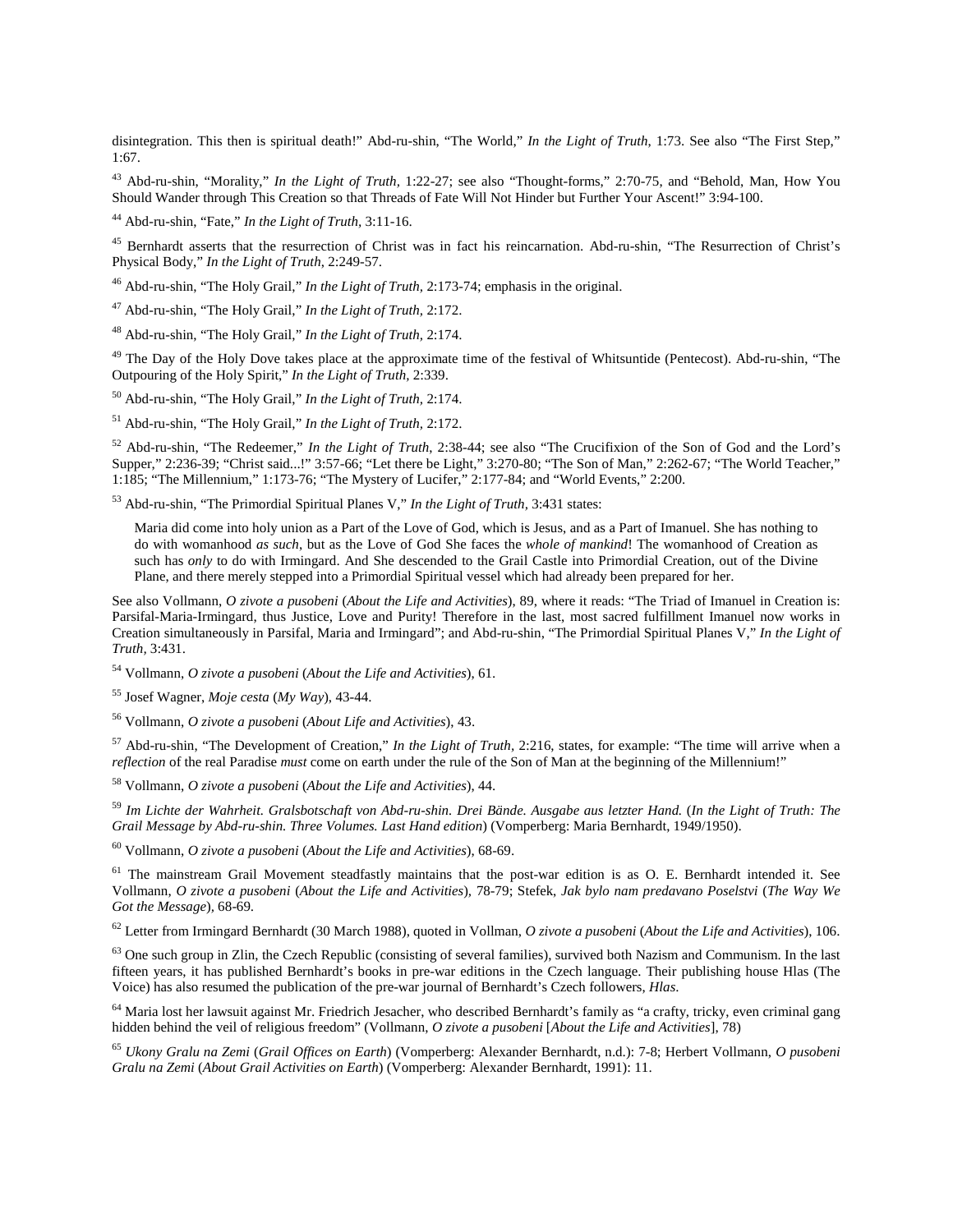disintegration. This then is spiritual death!" Abd-ru-shin, "The World," *In the Light of Truth,* 1:73. See also "The First Step," 1:67.

[43] Abd-ru-shin, "Morality," *In the Light of Truth,* 1:22-27; see also "Thought-forms," 2:70-75, and "Behold, Man, How You Should Wander through This Creation so that Threads of Fate Will Not Hinder but Further Your Ascent!" 3:94-100.

[44] Abd-ru-shin, "Fate," *In the Light of Truth,* 3:11-16.

[45] Bernhardt asserts that the resurrection of Christ was in fact his reincarnation. Abd-ru-shin, "The Resurrection of Christ's Physical Body," *In the Light of Truth,* 2:249-57.

[46] Abd-ru-shin, "The Holy Grail," *In the Light of Truth,* 2:173-74; emphasis in the original.

[47] Abd-ru-shin, "The Holy Grail," *In the Light of Truth,* 2:172.

[48] Abd-ru-shin, "The Holy Grail," *In the Light of Truth,* 2:174.

[49] The Day of the Holy Dove takes place at the approximate time of the festival of Whitsuntide (Pentecost). Abd-ru-shin, "The Outpouring of the Holy Spirit," *In the Light of Truth,* 2:339.

[50] Abd-ru-shin, "The Holy Grail," *In the Light of Truth,* 2:174.

[51] Abd-ru-shin, "The Holy Grail," *In the Light of Truth,* 2:172.

[52] Abd-ru-shin, "The Redeemer," *In the Light of Truth*, 2:38-44; see also "The Crucifixion of the Son of God and the Lord's Supper," 2:236-39; "Christ said...!" 3:57-66; "Let there be Light," 3:270-80; "The Son of Man," 2:262-67; "The World Teacher," 1:185; "The Millennium," 1:173-76; "The Mystery of Lucifer," 2:177-84; and "World Events," 2:200.

[53] Abd-ru-shin, "The Primordial Spiritual Planes V," *In the Light of Truth,* 3:431 states:

> Maria did come into holy union as a Part of the Love of God, which is Jesus, and as a Part of Imanuel. She has nothing to do with womanhood *as such*, but as the Love of God She faces the *whole of mankind*! The womanhood of Creation as such has *only* to do with Irmingard. And She descended to the Grail Castle into Primordial Creation, out of the Divine Plane, and there merely stepped into a Primordial Spiritual vessel which had already been prepared for her.

See also Vollmann, *O zivote a pusobeni* (*About the Life and Activities*), 89, where it reads: "The Triad of Imanuel in Creation is: Parsifal-Maria-Irmingard, thus Justice, Love and Purity! Therefore in the last, most sacred fulfillment Imanuel now works in Creation simultaneously in Parsifal, Maria and Irmingard"; and Abd-ru-shin, "The Primordial Spiritual Planes V," *In the Light of Truth,* 3:431.

[54] Vollmann, *O zivote a pusobeni* (*About the Life and Activities*), 61.

[55] Josef Wagner, *Moje cesta* (*My Way*), 43-44.

[56] Vollmann, *O zivote a pusobeni* (*About Life and Activities*), 43.

[57] Abd-ru-shin, "The Development of Creation," *In the Light of Truth,* 2:216, states, for example: "The time will arrive when a *reflection* of the real Paradise *must* come on earth under the rule of the Son of Man at the beginning of the Millennium!"

[58] Vollmann, *O zivote a pusobeni* (*About the Life and Activities*), 44.

[59] *Im Lichte der Wahrheit. Gralsbotschaft von Abd-ru-shin. Drei Bände. Ausgabe aus letzter Hand.* (*In the Light of Truth: The Grail Message by Abd-ru-shin. Three Volumes. Last Hand edition*) (Vomperberg: Maria Bernhardt, 1949/1950).

[60] Vollmann, *O zivote a pusobeni* (*About the Life and Activities*), 68-69.

[61] The mainstream Grail Movement steadfastly maintains that the post-war edition is as O. E. Bernhardt intended it. See Vollmann, *O zivote a pusobeni* (*About the Life and Activities*), 78-79; Stefek, *Jak bylo nam predavano Poselstvi* (*The Way We Got the Message*), 68-69.

[62] Letter from Irmingard Bernhardt (30 March 1988), quoted in Vollman, *O zivote a pusobeni* (*About the Life and Activities*), 106.

[63] One such group in Zlin, the Czech Republic (consisting of several families), survived both Nazism and Communism. In the last fifteen years, it has published Bernhardt's books in pre-war editions in the Czech language. Their publishing house Hlas (The Voice) has also resumed the publication of the pre-war journal of Bernhardt's Czech followers, *Hlas*.

[64] Maria lost her lawsuit against Mr. Friedrich Jesacher, who described Bernhardt's family as "a crafty, tricky, even criminal gang hidden behind the veil of religious freedom" (Vollmann, *O zivote a pusobeni* [*About the Life and Activities*], 78)

[65] *Ukony Gralu na Zemi* (*Grail Offices on Earth*) (Vomperberg: Alexander Bernhardt, n.d.): 7-8; Herbert Vollmann, *O pusobeni Gralu na Zemi* (*About Grail Activities on Earth*) (Vomperberg: Alexander Bernhardt, 1991): 11.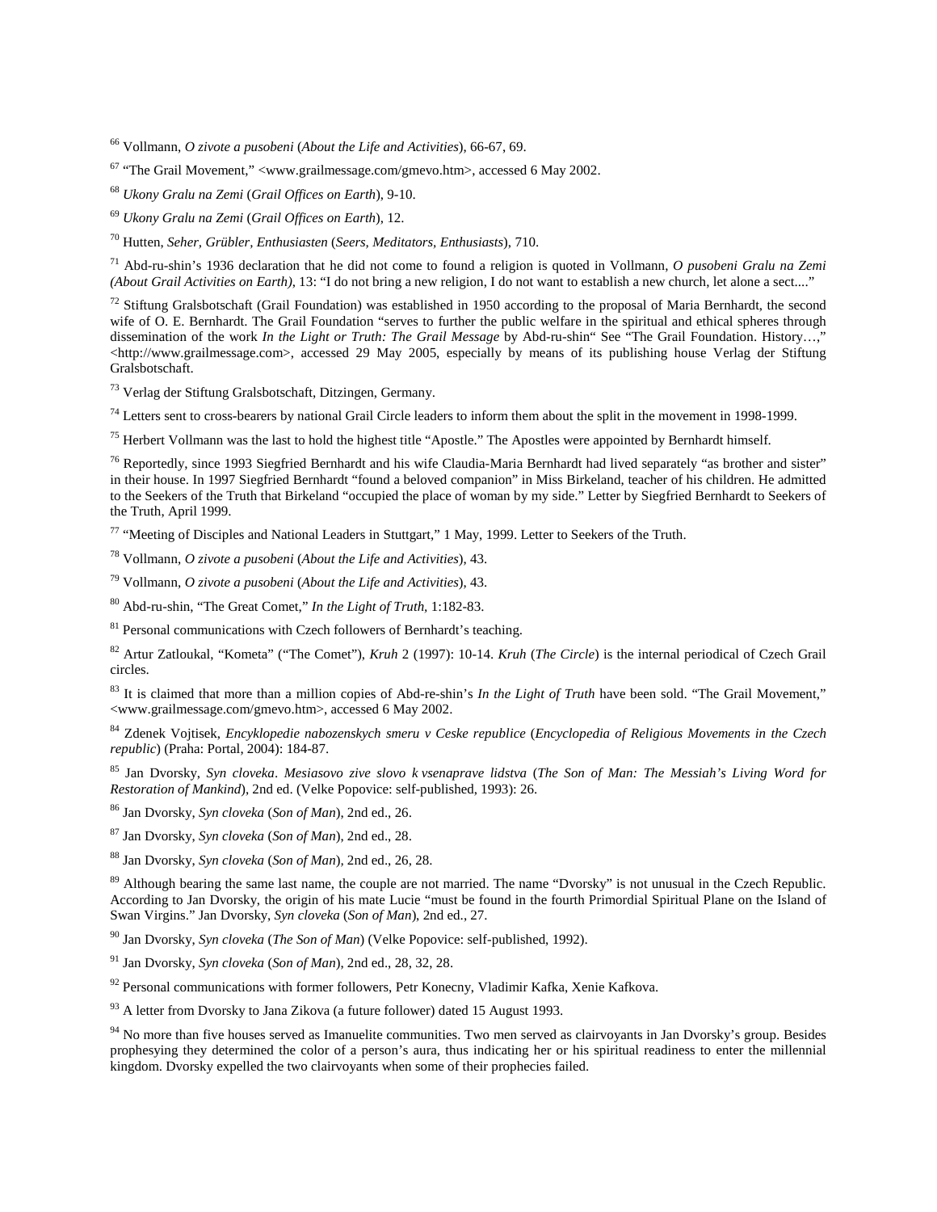[66] Vollmann, *O zivote a pusobeni* (*About the Life and Activities*), 66-67, 69.

[67] "The Grail Movement," <www.grailmessage.com/gmevo.htm>, accessed 6 May 2002.

[68] *Ukony Gralu na Zemi* (*Grail Offices on Earth*), 9-10.

[69] *Ukony Gralu na Zemi* (*Grail Offices on Earth*), 12.

[70] Hutten, *Seher, Grübler, Enthusiasten* (*Seers, Meditators, Enthusiasts*), 710.

[71] Abd-ru-shin's 1936 declaration that he did not come to found a religion is quoted in Vollmann, *O pusobeni Gralu na Zemi (About Grail Activities on Earth)*, 13: "I do not bring a new religion, I do not want to establish a new church, let alone a sect...."

[72] Stiftung Gralsbotschaft (Grail Foundation) was established in 1950 according to the proposal of Maria Bernhardt, the second wife of O. E. Bernhardt. The Grail Foundation "serves to further the public welfare in the spiritual and ethical spheres through dissemination of the work *In the Light or Truth: The Grail Message* by Abd-ru-shin" See "The Grail Foundation. History…," <http://www.grailmessage.com>, accessed 29 May 2005, especially by means of its publishing house Verlag der Stiftung Gralsbotschaft.

[73] Verlag der Stiftung Gralsbotschaft, Ditzingen, Germany.

[74] Letters sent to cross-bearers by national Grail Circle leaders to inform them about the split in the movement in 1998-1999.

[75] Herbert Vollmann was the last to hold the highest title "Apostle." The Apostles were appointed by Bernhardt himself.

[76] Reportedly, since 1993 Siegfried Bernhardt and his wife Claudia-Maria Bernhardt had lived separately "as brother and sister" in their house. In 1997 Siegfried Bernhardt "found a beloved companion" in Miss Birkeland, teacher of his children. He admitted to the Seekers of the Truth that Birkeland "occupied the place of woman by my side." Letter by Siegfried Bernhardt to Seekers of the Truth, April 1999.

[77] "Meeting of Disciples and National Leaders in Stuttgart," 1 May, 1999. Letter to Seekers of the Truth.

[78] Vollmann, *O zivote a pusobeni* (*About the Life and Activities*), 43.

[79] Vollmann, *O zivote a pusobeni* (*About the Life and Activities*), 43.

[80] Abd-ru-shin, "The Great Comet," *In the Light of Truth*, 1:182-83.

[81] Personal communications with Czech followers of Bernhardt's teaching.

[82] Artur Zatloukal, "Kometa" ("The Comet"), *Kruh* 2 (1997): 10-14. *Kruh* (*The Circle*) is the internal periodical of Czech Grail circles.

[83] It is claimed that more than a million copies of Abd-re-shin's *In the Light of Truth* have been sold. "The Grail Movement," <www.grailmessage.com/gmevo.htm>, accessed 6 May 2002.

[84] Zdenek Vojtisek, *Encyklopedie nabozenskych smeru v Ceske republice* (*Encyclopedia of Religious Movements in the Czech republic*) (Praha: Portal, 2004): 184-87.

[85] Jan Dvorsky, *Syn cloveka*. *Mesiasovo zive slovo k vsenaprave lidstva* (*The Son of Man: The Messiah's Living Word for Restoration of Mankind*), 2nd ed. (Velke Popovice: self-published, 1993): 26.

[86] Jan Dvorsky, *Syn cloveka* (*Son of Man*), 2nd ed., 26.

[87] Jan Dvorsky, *Syn cloveka* (*Son of Man*), 2nd ed., 28.

[88] Jan Dvorsky, *Syn cloveka* (*Son of Man*), 2nd ed., 26, 28.

[89] Although bearing the same last name, the couple are not married. The name "Dvorsky" is not unusual in the Czech Republic. According to Jan Dvorsky, the origin of his mate Lucie "must be found in the fourth Primordial Spiritual Plane on the Island of Swan Virgins." Jan Dvorsky, *Syn cloveka* (*Son of Man*), 2nd ed., 27.

[90] Jan Dvorsky, *Syn cloveka* (*The Son of Man*) (Velke Popovice: self-published, 1992).

[91] Jan Dvorsky, *Syn cloveka* (*Son of Man*), 2nd ed., 28, 32, 28.

[92] Personal communications with former followers, Petr Konecny, Vladimir Kafka, Xenie Kafkova.

[93] A letter from Dvorsky to Jana Zikova (a future follower) dated 15 August 1993.

[94] No more than five houses served as Imanuelite communities. Two men served as clairvoyants in Jan Dvorsky's group. Besides prophesying they determined the color of a person's aura, thus indicating her or his spiritual readiness to enter the millennial kingdom. Dvorsky expelled the two clairvoyants when some of their prophecies failed.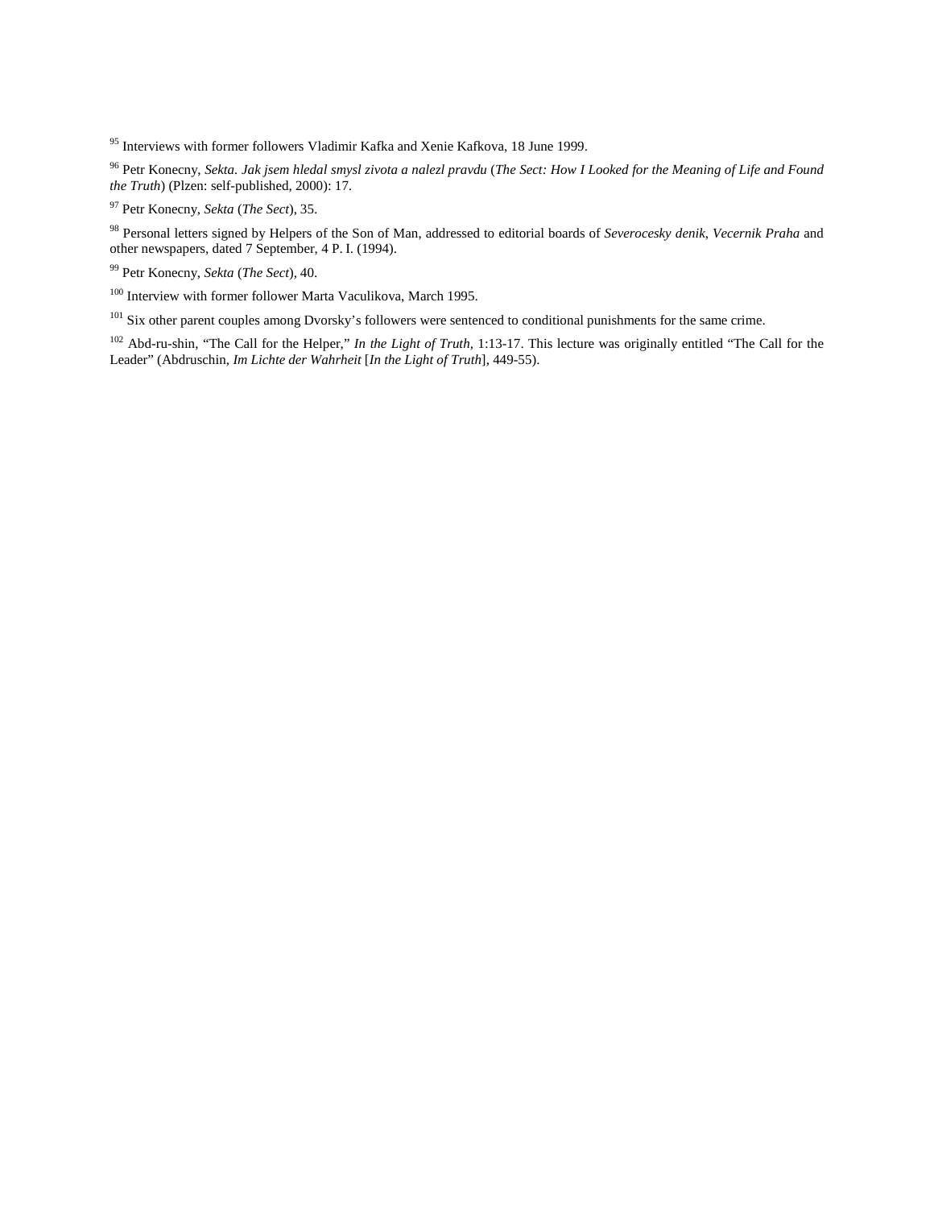[95] Interviews with former followers Vladimir Kafka and Xenie Kafkova, 18 June 1999.

[96] Petr Konecny, *Sekta. Jak jsem hledal smysl zivota a nalezl pravdu* (*The Sect: How I Looked for the Meaning of Life and Found the Truth*) (Plzen: self-published, 2000): 17.

[97] Petr Konecny, *Sekta* (*The Sect*), 35.

[98] Personal letters signed by Helpers of the Son of Man, addressed to editorial boards of *Severocesky denik*, *Vecernik Praha* and other newspapers, dated 7 September, 4 P. I. (1994).

[99] Petr Konecny, *Sekta* (*The Sect*), 40.

[100] Interview with former follower Marta Vaculikova, March 1995.

[101] Six other parent couples among Dvorsky's followers were sentenced to conditional punishments for the same crime.

[102] Abd-ru-shin, "The Call for the Helper," *In the Light of Truth*, 1:13-17. This lecture was originally entitled "The Call for the Leader" (Abdruschin, *Im Lichte der Wahrheit* [*In the Light of Truth*], 449-55).